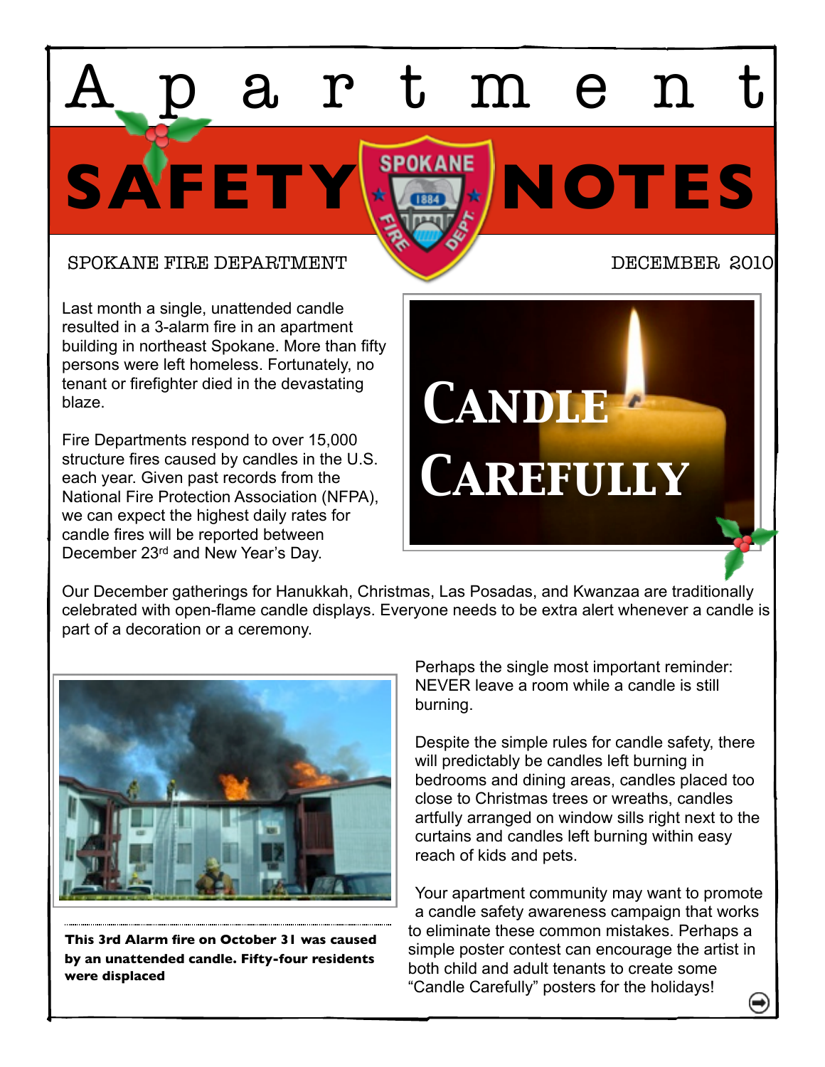# Apartment SAFETY NOTES

SPOKANE FIRE DEPARTMENT

DECEMBER 2010

## Candle Carefully

Last month a single, unattended candle resulted in a 3-alarm fire in an apartment building in northeast Spokane. More than fifty persons were left homeless. Fortunately, no tenant or firefighter died in the devastating blaze.

Fire Departments respond to over 15,000 structure fires caused by candles in the U.S. each year. Given past records from the National Fire Protection Association (NFPA), we can expect the highest daily rates for candle fires will be reported between December 23rd and New Year's Day.

Our December gatherings for Hanukkah, Christmas, Las Posadas, and Kwanzaa are traditionally celebrated with open-flame candle displays. Everyone needs to be extra alert whenever a candle is part of a decoration or a ceremony.

**This 3rd Alarm fire on October 31 was caused by an unattended candle. Fifty-four residents were displaced**

Perhaps the single most important reminder: NEVER leave a room while a candle is still burning.

Despite the simple rules for candle safety, there will predictably be candles left burning in bedrooms and dining areas, candles placed too close to Christmas trees or wreaths, candles artfully arranged on window sills right next to the curtains and candles left burning within easy reach of kids and pets.

Your apartment community may want to promote a candle safety awareness campaign that works to eliminate these common mistakes. Perhaps a simple poster contest can encourage the artist in both child and adult tenants to create some "Candle Carefully" posters for the holidays!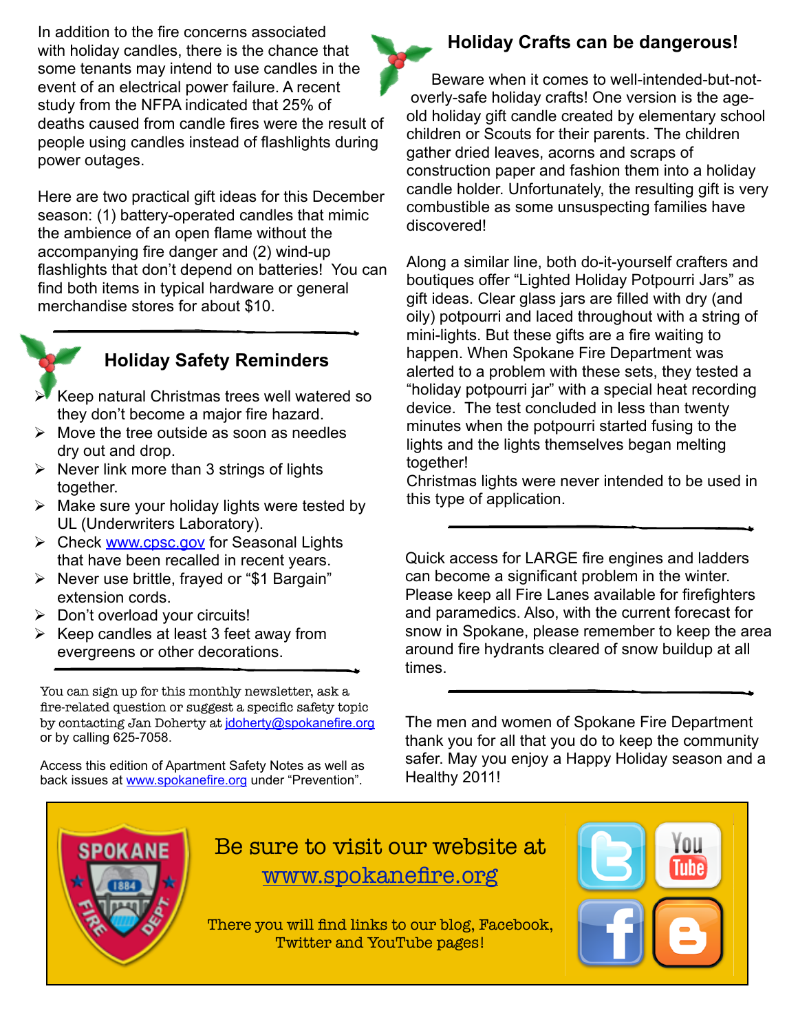In addition to the fire concerns associated with holiday candles, there is the chance that some tenants may intend to use candles in the event of an electrical power failure. A recent study from the NFPA indicated that 25% of deaths caused from candle fires were the result of people using candles instead of flashlights during power outages.

Here are two practical gift ideas for this December season: (1) battery-operated candles that mimic the ambience of an open flame without the accompanying fire danger and (2) wind-up flashlights that don't depend on batteries! You can find both items in typical hardware or general merchandise stores for about $10.

## Holiday Safety Reminders

- Keep natural Christmas trees well watered so they don't become a major fire hazard.
- Move the tree outside as soon as needles dry out and drop.
- Never link more than 3 strings of lights together.
- Make sure your holiday lights were tested by UL (Underwriters Laboratory).
- Check www.cpsc.gov for Seasonal Lights that have been recalled in recent years.
- Never use brittle, frayed or "$1 Bargain" extension cords.
- Don't overload your circuits!
- Keep candles at least 3 feet away from evergreens or other decorations.

You can sign up for this monthly newsletter, ask a fire-related question or suggest a specific safety topic by contacting Jan Doherty at jdoherty@spokanefire.org or by calling 625-7058.

Access this edition of Apartment Safety Notes as well as back issues at www.spokanefire.org under "Prevention".

## Holiday Crafts can be dangerous!

Beware when it comes to well-intended-but-not-overly-safe holiday crafts! One version is the age-old holiday gift candle created by elementary school children or Scouts for their parents. The children gather dried leaves, acorns and scraps of construction paper and fashion them into a holiday candle holder. Unfortunately, the resulting gift is very combustible as some unsuspecting families have discovered!

Along a similar line, both do-it-yourself crafters and boutiques offer "Lighted Holiday Potpourri Jars" as gift ideas. Clear glass jars are filled with dry (and oily) potpourri and laced throughout with a string of mini-lights. But these gifts are a fire waiting to happen. When Spokane Fire Department was alerted to a problem with these sets, they tested a "holiday potpourri jar" with a special heat recording device. The test concluded in less than twenty minutes when the potpourri started fusing to the lights and the lights themselves began melting together!
Christmas lights were never intended to be used in this type of application.

Quick access for LARGE fire engines and ladders can become a significant problem in the winter. Please keep all Fire Lanes available for firefighters and paramedics. Also, with the current forecast for snow in Spokane, please remember to keep the area around fire hydrants cleared of snow buildup at all times.

The men and women of Spokane Fire Department thank you for all that you do to keep the community safer. May you enjoy a Happy Holiday season and a Healthy 2011!

Be sure to visit our website at www.spokanefire.org

There you will find links to our blog, Facebook, Twitter and YouTube pages!